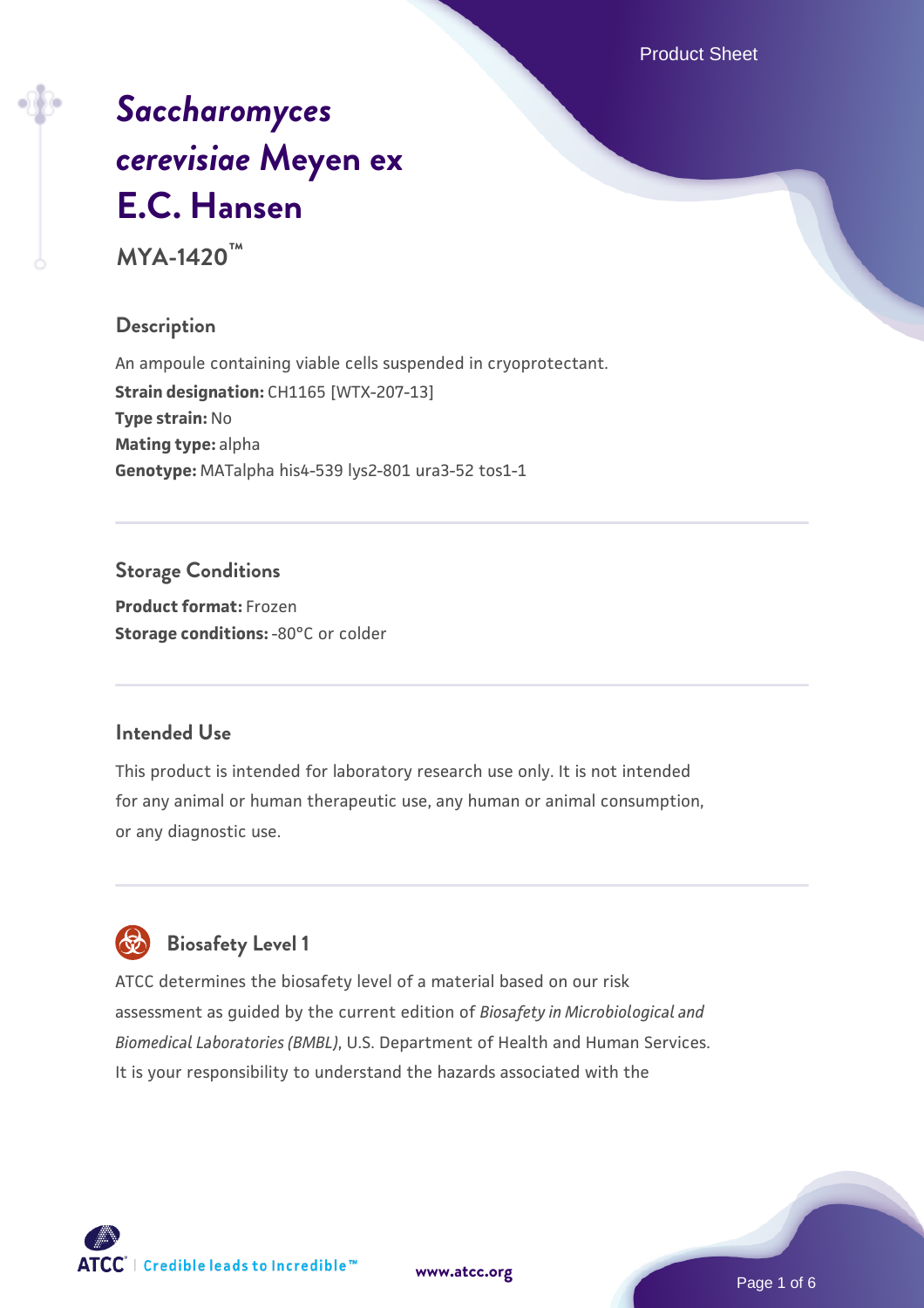# *Saccharomyces cerevisiae* Meyen ex E.C. Hansen

**MYA-1420™**

## Description

An ampoule containing viable cells suspended in cryoprotectant.

**Strain designation:** CH1165 [WTX-207-13]

**Type strain:** No

**Mating type:** alpha

**Genotype:** MATalpha his4-539 lys2-801 ura3-52 tos1-1

## Storage Conditions

**Product format:** Frozen

**Storage conditions:** -80°C or colder

## Intended Use

This product is intended for laboratory research use only. It is not intended for any animal or human therapeutic use, any human or animal consumption, or any diagnostic use.

## Biosafety Level 1

ATCC determines the biosafety level of a material based on our risk assessment as guided by the current edition of *Biosafety in Microbiological and Biomedical Laboratories (BMBL)*, U.S. Department of Health and Human Services. It is your responsibility to understand the hazards associated with the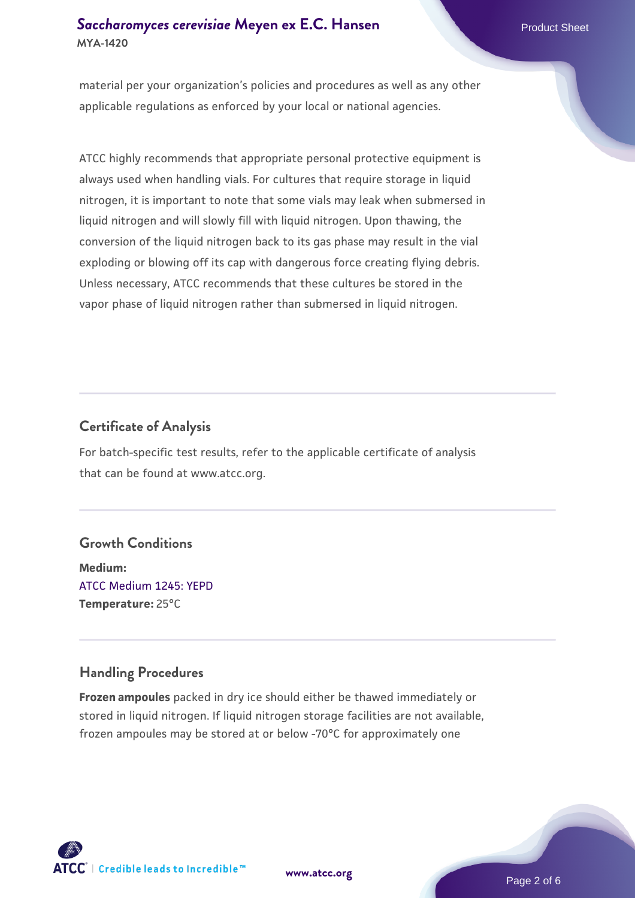material per your organization's policies and procedures as well as any other applicable regulations as enforced by your local or national agencies.

ATCC highly recommends that appropriate personal protective equipment is always used when handling vials. For cultures that require storage in liquid nitrogen, it is important to note that some vials may leak when submersed in liquid nitrogen and will slowly fill with liquid nitrogen. Upon thawing, the conversion of the liquid nitrogen back to its gas phase may result in the vial exploding or blowing off its cap with dangerous force creating flying debris. Unless necessary, ATCC recommends that these cultures be stored in the vapor phase of liquid nitrogen rather than submersed in liquid nitrogen.

## Certificate of Analysis

For batch-specific test results, refer to the applicable certificate of analysis that can be found at www.atcc.org.

## Growth Conditions

**Medium:**
ATCC Medium 1245: YEPD
**Temperature:** 25°C

## Handling Procedures

**Frozen ampoules** packed in dry ice should either be thawed immediately or stored in liquid nitrogen. If liquid nitrogen storage facilities are not available, frozen ampoules may be stored at or below -70°C for approximately one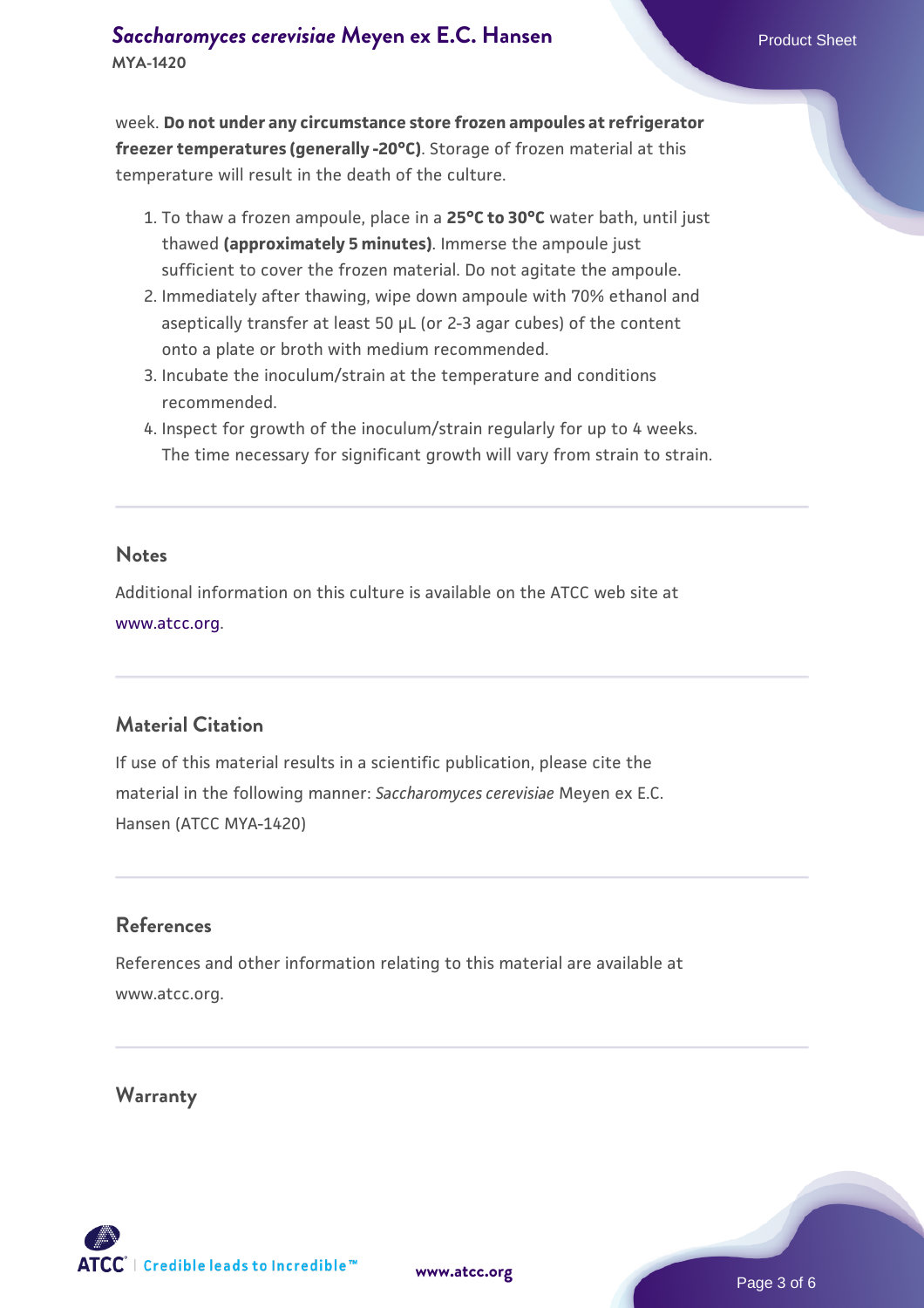week. **Do not under any circumstance store frozen ampoules at refrigerator freezer temperatures (generally -20°C)**. Storage of frozen material at this temperature will result in the death of the culture.

1. To thaw a frozen ampoule, place in a **25°C to 30°C** water bath, until just thawed **(approximately 5 minutes)**. Immerse the ampoule just sufficient to cover the frozen material. Do not agitate the ampoule.
2. Immediately after thawing, wipe down ampoule with 70% ethanol and aseptically transfer at least 50 µL (or 2-3 agar cubes) of the content onto a plate or broth with medium recommended.
3. Incubate the inoculum/strain at the temperature and conditions recommended.
4. Inspect for growth of the inoculum/strain regularly for up to 4 weeks. The time necessary for significant growth will vary from strain to strain.

## Notes

Additional information on this culture is available on the ATCC web site at www.atcc.org.

## Material Citation

If use of this material results in a scientific publication, please cite the material in the following manner: *Saccharomyces cerevisiae* Meyen ex E.C. Hansen (ATCC MYA-1420)

## References

References and other information relating to this material are available at www.atcc.org.

## Warranty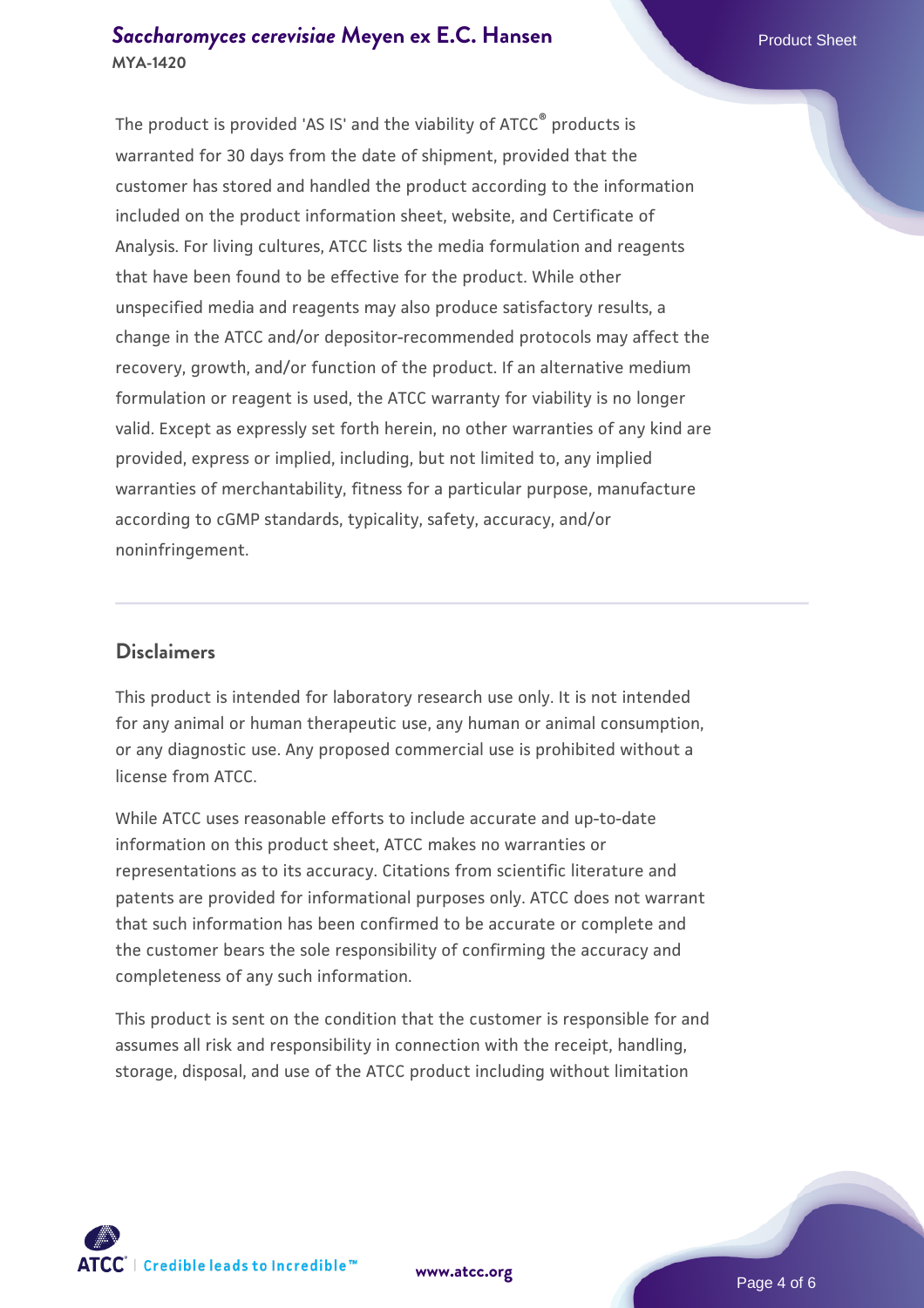The product is provided 'AS IS' and the viability of ATCC® products is warranted for 30 days from the date of shipment, provided that the customer has stored and handled the product according to the information included on the product information sheet, website, and Certificate of Analysis. For living cultures, ATCC lists the media formulation and reagents that have been found to be effective for the product. While other unspecified media and reagents may also produce satisfactory results, a change in the ATCC and/or depositor-recommended protocols may affect the recovery, growth, and/or function of the product. If an alternative medium formulation or reagent is used, the ATCC warranty for viability is no longer valid. Except as expressly set forth herein, no other warranties of any kind are provided, express or implied, including, but not limited to, any implied warranties of merchantability, fitness for a particular purpose, manufacture according to cGMP standards, typicality, safety, accuracy, and/or noninfringement.

## Disclaimers

This product is intended for laboratory research use only. It is not intended for any animal or human therapeutic use, any human or animal consumption, or any diagnostic use. Any proposed commercial use is prohibited without a license from ATCC.

While ATCC uses reasonable efforts to include accurate and up-to-date information on this product sheet, ATCC makes no warranties or representations as to its accuracy. Citations from scientific literature and patents are provided for informational purposes only. ATCC does not warrant that such information has been confirmed to be accurate or complete and the customer bears the sole responsibility of confirming the accuracy and completeness of any such information.

This product is sent on the condition that the customer is responsible for and assumes all risk and responsibility in connection with the receipt, handling, storage, disposal, and use of the ATCC product including without limitation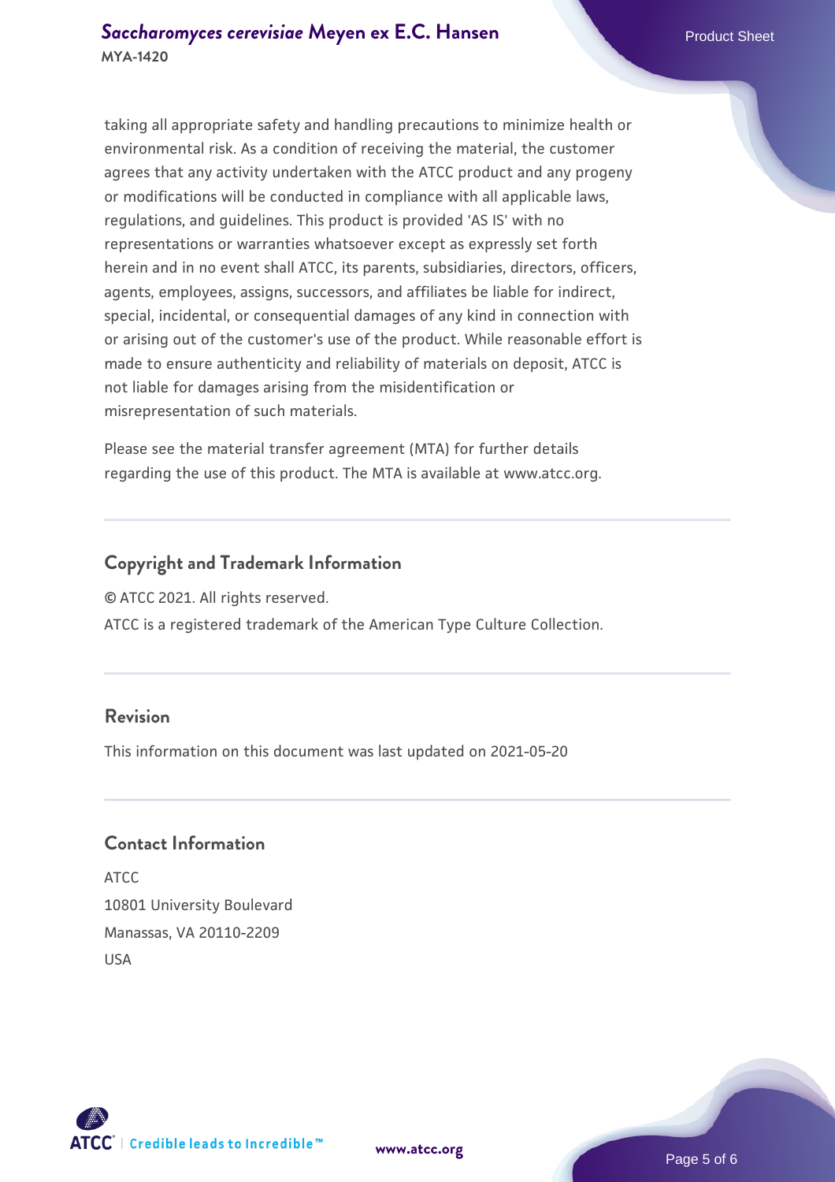taking all appropriate safety and handling precautions to minimize health or environmental risk. As a condition of receiving the material, the customer agrees that any activity undertaken with the ATCC product and any progeny or modifications will be conducted in compliance with all applicable laws, regulations, and guidelines. This product is provided 'AS IS' with no representations or warranties whatsoever except as expressly set forth herein and in no event shall ATCC, its parents, subsidiaries, directors, officers, agents, employees, assigns, successors, and affiliates be liable for indirect, special, incidental, or consequential damages of any kind in connection with or arising out of the customer's use of the product. While reasonable effort is made to ensure authenticity and reliability of materials on deposit, ATCC is not liable for damages arising from the misidentification or misrepresentation of such materials.

Please see the material transfer agreement (MTA) for further details regarding the use of this product. The MTA is available at www.atcc.org.

## Copyright and Trademark Information

© ATCC 2021. All rights reserved.

ATCC is a registered trademark of the American Type Culture Collection.

## Revision

This information on this document was last updated on 2021-05-20

## Contact Information

ATCC
10801 University Boulevard
Manassas, VA 20110-2209
USA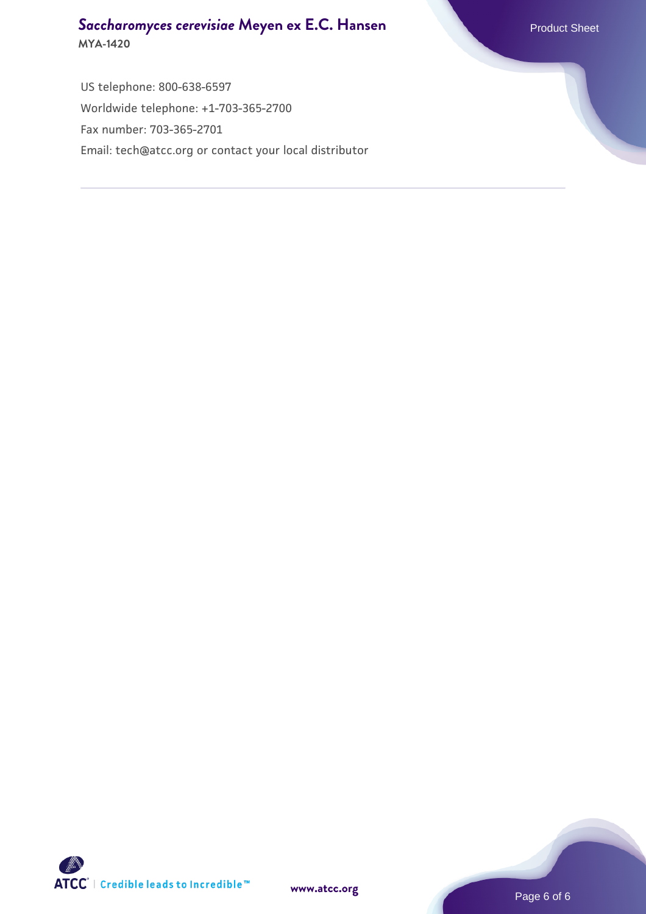US telephone: 800-638-6597

Worldwide telephone: +1-703-365-2700

Fax number: 703-365-2701

Email: tech@atcc.org or contact your local distributor